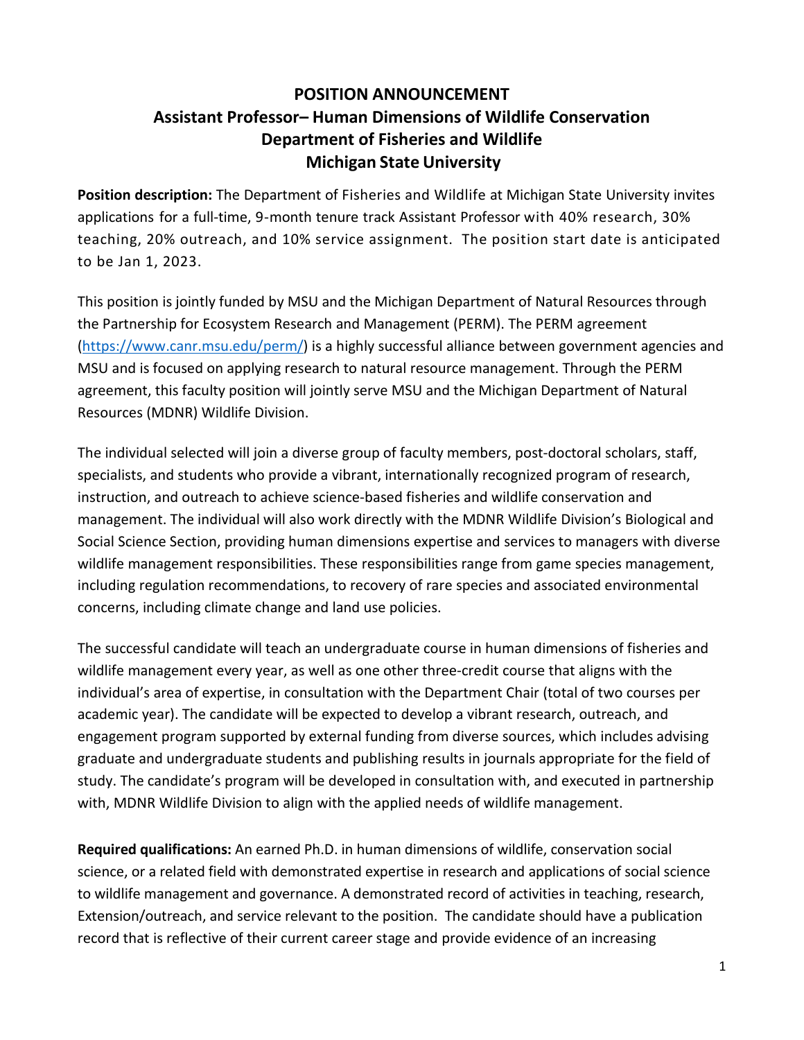# POSITION ANNOUNCEMENT
## Assistant Professor– Human Dimensions of Wildlife Conservation
## Department of Fisheries and Wildlife
## Michigan State University

**Position description:** The Department of Fisheries and Wildlife at Michigan State University invites applications for a full-time, 9-month tenure track Assistant Professor with 40% research, 30% teaching, 20% outreach, and 10% service assignment. The position start date is anticipated to be Jan 1, 2023.

This position is jointly funded by MSU and the Michigan Department of Natural Resources through the Partnership for Ecosystem Research and Management (PERM). The PERM agreement ([https://www.canr.msu.edu/perm/](https://www.canr.msu.edu/perm/)) is a highly successful alliance between government agencies and MSU and is focused on applying research to natural resource management. Through the PERM agreement, this faculty position will jointly serve MSU and the Michigan Department of Natural Resources (MDNR) Wildlife Division.

The individual selected will join a diverse group of faculty members, post-doctoral scholars, staff, specialists, and students who provide a vibrant, internationally recognized program of research, instruction, and outreach to achieve science-based fisheries and wildlife conservation and management. The individual will also work directly with the MDNR Wildlife Division's Biological and Social Science Section, providing human dimensions expertise and services to managers with diverse wildlife management responsibilities. These responsibilities range from game species management, including regulation recommendations, to recovery of rare species and associated environmental concerns, including climate change and land use policies.

The successful candidate will teach an undergraduate course in human dimensions of fisheries and wildlife management every year, as well as one other three-credit course that aligns with the individual's area of expertise, in consultation with the Department Chair (total of two courses per academic year). The candidate will be expected to develop a vibrant research, outreach, and engagement program supported by external funding from diverse sources, which includes advising graduate and undergraduate students and publishing results in journals appropriate for the field of study. The candidate's program will be developed in consultation with, and executed in partnership with, MDNR Wildlife Division to align with the applied needs of wildlife management.

**Required qualifications:** An earned Ph.D. in human dimensions of wildlife, conservation social science, or a related field with demonstrated expertise in research and applications of social science to wildlife management and governance. A demonstrated record of activities in teaching, research, Extension/outreach, and service relevant to the position. The candidate should have a publication record that is reflective of their current career stage and provide evidence of an increasing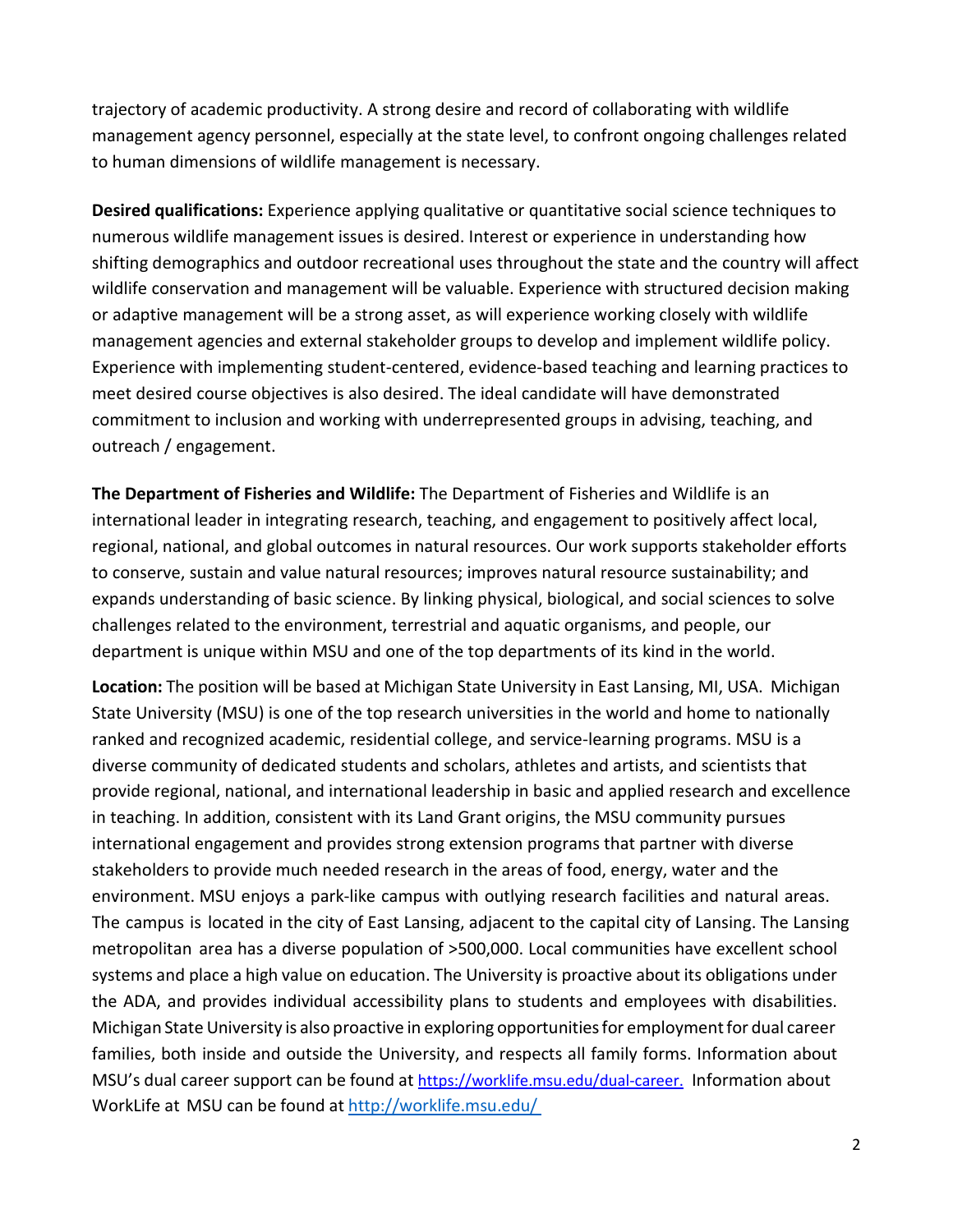trajectory of academic productivity. A strong desire and record of collaborating with wildlife management agency personnel, especially at the state level, to confront ongoing challenges related to human dimensions of wildlife management is necessary.

**Desired qualifications:** Experience applying qualitative or quantitative social science techniques to numerous wildlife management issues is desired. Interest or experience in understanding how shifting demographics and outdoor recreational uses throughout the state and the country will affect wildlife conservation and management will be valuable. Experience with structured decision making or adaptive management will be a strong asset, as will experience working closely with wildlife management agencies and external stakeholder groups to develop and implement wildlife policy. Experience with implementing student-centered, evidence-based teaching and learning practices to meet desired course objectives is also desired. The ideal candidate will have demonstrated commitment to inclusion and working with underrepresented groups in advising, teaching, and outreach / engagement.

**The Department of Fisheries and Wildlife:** The Department of Fisheries and Wildlife is an international leader in integrating research, teaching, and engagement to positively affect local, regional, national, and global outcomes in natural resources. Our work supports stakeholder efforts to conserve, sustain and value natural resources; improves natural resource sustainability; and expands understanding of basic science. By linking physical, biological, and social sciences to solve challenges related to the environment, terrestrial and aquatic organisms, and people, our department is unique within MSU and one of the top departments of its kind in the world.

**Location:** The position will be based at Michigan State University in East Lansing, MI, USA. Michigan State University (MSU) is one of the top research universities in the world and home to nationally ranked and recognized academic, residential college, and service-learning programs. MSU is a diverse community of dedicated students and scholars, athletes and artists, and scientists that provide regional, national, and international leadership in basic and applied research and excellence in teaching. In addition, consistent with its Land Grant origins, the MSU community pursues international engagement and provides strong extension programs that partner with diverse stakeholders to provide much needed research in the areas of food, energy, water and the environment. MSU enjoys a park-like campus with outlying research facilities and natural areas. The campus is located in the city of East Lansing, adjacent to the capital city of Lansing. The Lansing metropolitan area has a diverse population of >500,000. Local communities have excellent school systems and place a high value on education. The University is proactive about its obligations under the ADA, and provides individual accessibility plans to students and employees with disabilities. Michigan State University is also proactive in exploring opportunities for employment for dual career families, both inside and outside the University, and respects all family forms. Information about MSU's dual career support can be found at https://worklife.msu.edu/dual-career. Information about WorkLife at MSU can be found at http://worklife.msu.edu/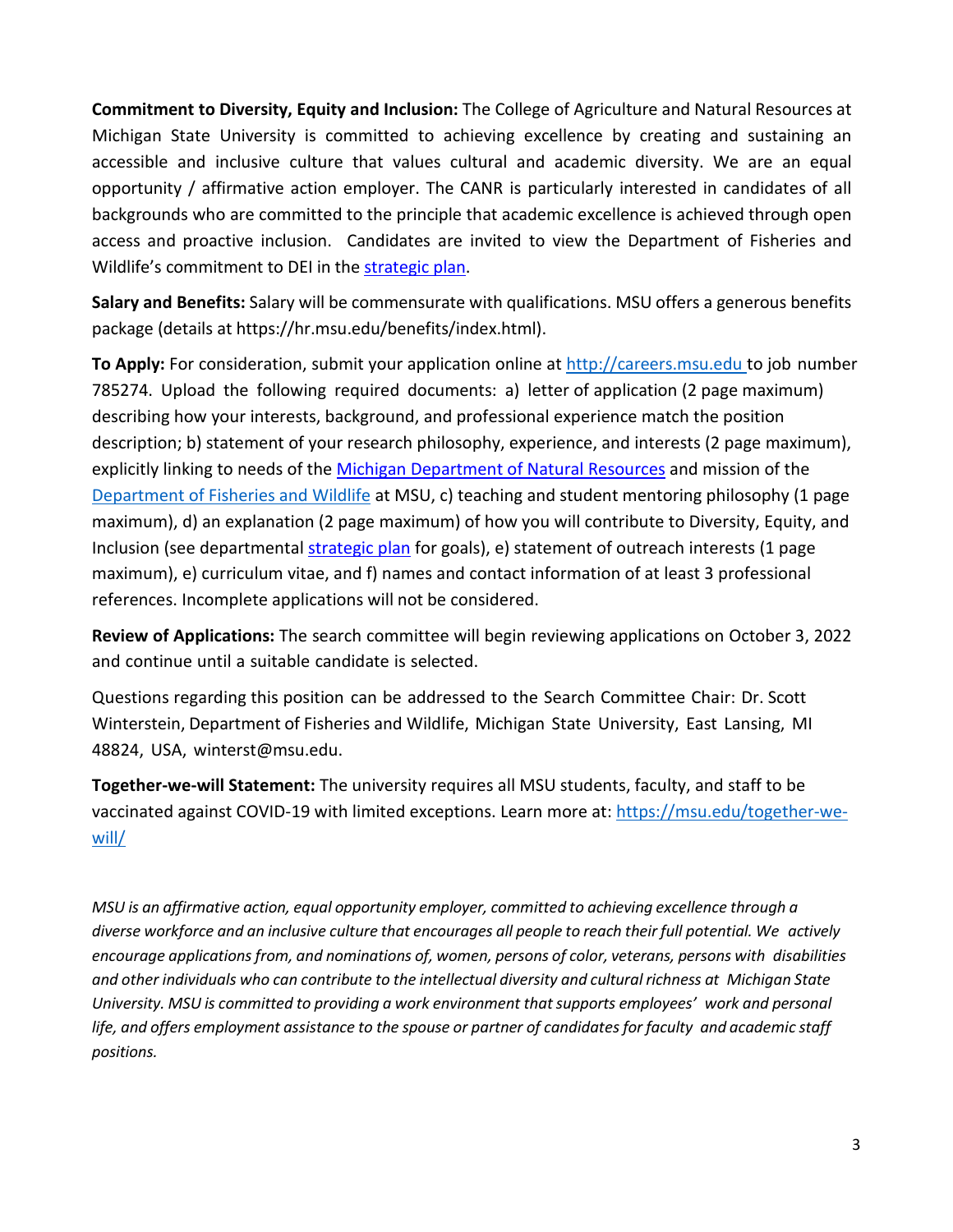**Commitment to Diversity, Equity and Inclusion:** The College of Agriculture and Natural Resources at Michigan State University is committed to achieving excellence by creating and sustaining an accessible and inclusive culture that values cultural and academic diversity. We are an equal opportunity / affirmative action employer. The CANR is particularly interested in candidates of all backgrounds who are committed to the principle that academic excellence is achieved through open access and proactive inclusion. Candidates are invited to view the Department of Fisheries and Wildlife's commitment to DEI in the strategic plan.

**Salary and Benefits:** Salary will be commensurate with qualifications. MSU offers a generous benefits package (details at https://hr.msu.edu/benefits/index.html).

**To Apply:** For consideration, submit your application online at http://careers.msu.edu to job number 785274. Upload the following required documents: a) letter of application (2 page maximum) describing how your interests, background, and professional experience match the position description; b) statement of your research philosophy, experience, and interests (2 page maximum), explicitly linking to needs of the Michigan Department of Natural Resources and mission of the Department of Fisheries and Wildlife at MSU, c) teaching and student mentoring philosophy (1 page maximum), d) an explanation (2 page maximum) of how you will contribute to Diversity, Equity, and Inclusion (see departmental strategic plan for goals), e) statement of outreach interests (1 page maximum), e) curriculum vitae, and f) names and contact information of at least 3 professional references. Incomplete applications will not be considered.

**Review of Applications:** The search committee will begin reviewing applications on October 3, 2022 and continue until a suitable candidate is selected.

Questions regarding this position can be addressed to the Search Committee Chair: Dr. Scott Winterstein, Department of Fisheries and Wildlife, Michigan State University, East Lansing, MI 48824, USA, winterst@msu.edu.

**Together-we-will Statement:** The university requires all MSU students, faculty, and staff to be vaccinated against COVID-19 with limited exceptions. Learn more at: https://msu.edu/together-we-will/

*MSU is an affirmative action, equal opportunity employer, committed to achieving excellence through a diverse workforce and an inclusive culture that encourages all people to reach their full potential. We actively encourage applications from, and nominations of, women, persons of color, veterans, persons with disabilities and other individuals who can contribute to the intellectual diversity and cultural richness at Michigan State University. MSU is committed to providing a work environment that supports employees' work and personal life, and offers employment assistance to the spouse or partner of candidates for faculty and academic staff positions.*